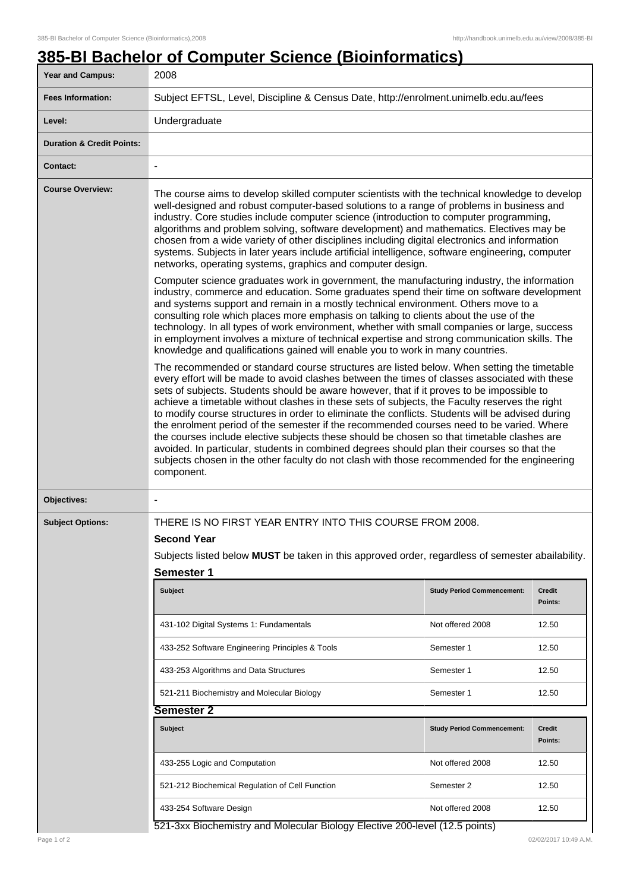# 385-BI Bachelor of Computer Science (Bioinformatics)

| | |
|---|---|
| **Year and Campus:** | 2008 |
| **Fees Information:** | Subject EFTSL, Level, Discipline & Census Date, http://enrolment.unimelb.edu.au/fees |
| **Level:** | Undergraduate |
| **Duration & Credit Points:** | |
| **Contact:** | - |
| **Course Overview:** | The course aims to develop skilled computer scientists with the technical knowledge to develop well-designed and robust computer-based solutions to a range of problems in business and industry. Core studies include computer science (introduction to computer programming, algorithms and problem solving, software development) and mathematics. Electives may be chosen from a wide variety of other disciplines including digital electronics and information systems. Subjects in later years include artificial intelligence, software engineering, computer networks, operating systems, graphics and computer design.<br><br>Computer science graduates work in government, the manufacturing industry, the information industry, commerce and education. Some graduates spend their time on software development and systems support and remain in a mostly technical environment. Others move to a consulting role which places more emphasis on talking to clients about the use of the technology. In all types of work environment, whether with small companies or large, success in employment involves a mixture of technical expertise and strong communication skills. The knowledge and qualifications gained will enable you to work in many countries.<br><br>The recommended or standard course structures are listed below. When setting the timetable every effort will be made to avoid clashes between the times of classes associated with these sets of subjects. Students should be aware however, that if it proves to be impossible to achieve a timetable without clashes in these sets of subjects, the Faculty reserves the right to modify course structures in order to eliminate the conflicts. Students will be advised during the enrolment period of the semester if the recommended courses need to be varied. Where the courses include elective subjects these should be chosen so that timetable clashes are avoided. In particular, students in combined degrees should plan their courses so that the subjects chosen in the other faculty do not clash with those recommended for the engineering component. |
| **Objectives:** | - |
| **Subject Options:** | THERE IS NO FIRST YEAR ENTRY INTO THIS COURSE FROM 2008. |

**Second Year**

Subjects listed below **MUST** be taken in this approved order, regardless of semester abailability.

### Semester 1

| Subject | Study Period Commencement: | Credit Points: |
|---|---|---|
| 431-102 Digital Systems 1: Fundamentals | Not offered 2008 | 12.50 |
| 433-252 Software Engineering Principles & Tools | Semester 1 | 12.50 |
| 433-253 Algorithms and Data Structures | Semester 1 | 12.50 |
| 521-211 Biochemistry and Molecular Biology | Semester 1 | 12.50 |

### Semester 2

| Subject | Study Period Commencement: | Credit Points: |
|---|---|---|
| 433-255 Logic and Computation | Not offered 2008 | 12.50 |
| 521-212 Biochemical Regulation of Cell Function | Semester 2 | 12.50 |
| 433-254 Software Design | Not offered 2008 | 12.50 |

521-3xx Biochemistry and Molecular Biology Elective 200-level (12.5 points)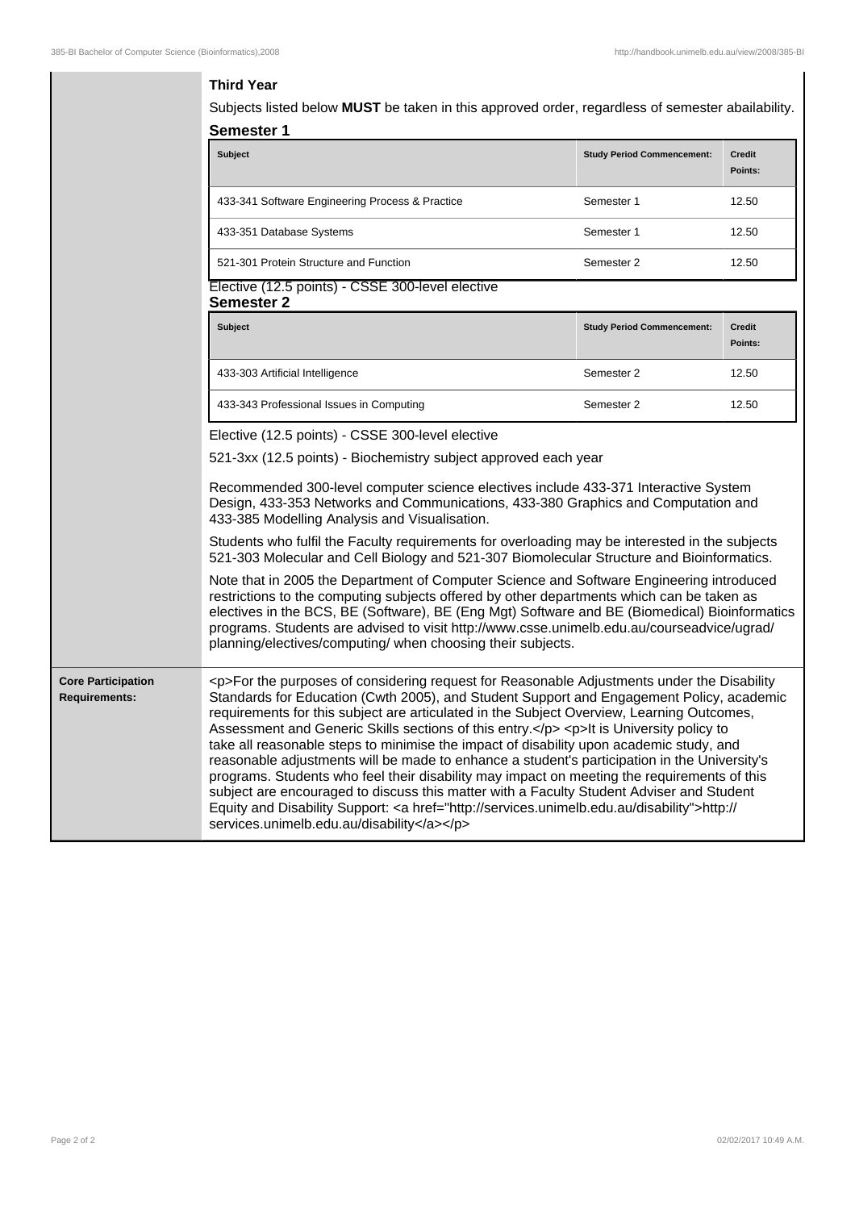### Third Year

Subjects listed below **MUST** be taken in this approved order, regardless of semester abailability.

**Semester 1**

| Subject | Study Period Commencement: | Credit Points: |
|---|---|---|
| 433-341 Software Engineering Process & Practice | Semester 1 | 12.50 |
| 433-351 Database Systems | Semester 1 | 12.50 |
| 521-301 Protein Structure and Function | Semester 2 | 12.50 |

Elective (12.5 points) - CSSE 300-level elective

**Semester 2**

| Subject | Study Period Commencement: | Credit Points: |
|---|---|---|
| 433-303 Artificial Intelligence | Semester 2 | 12.50 |
| 433-343 Professional Issues in Computing | Semester 2 | 12.50 |

Elective (12.5 points) - CSSE 300-level elective

521-3xx (12.5 points) - Biochemistry subject approved each year

Recommended 300-level computer science electives include 433-371 Interactive System Design, 433-353 Networks and Communications, 433-380 Graphics and Computation and 433-385 Modelling Analysis and Visualisation.

Students who fulfil the Faculty requirements for overloading may be interested in the subjects 521-303 Molecular and Cell Biology and 521-307 Biomolecular Structure and Bioinformatics.

Note that in 2005 the Department of Computer Science and Software Engineering introduced restrictions to the computing subjects offered by other departments which can be taken as electives in the BCS, BE (Software), BE (Eng Mgt) Software and BE (Biomedical) Bioinformatics programs. Students are advised to visit http://www.csse.unimelb.edu.au/courseadvice/ugrad/planning/electives/computing/ when choosing their subjects.

**Core Participation Requirements:**

<p>For the purposes of considering request for Reasonable Adjustments under the Disability Standards for Education (Cwth 2005), and Student Support and Engagement Policy, academic requirements for this subject are articulated in the Subject Overview, Learning Outcomes, Assessment and Generic Skills sections of this entry.</p> <p>It is University policy to take all reasonable steps to minimise the impact of disability upon academic study, and reasonable adjustments will be made to enhance a student's participation in the University's programs. Students who feel their disability may impact on meeting the requirements of this subject are encouraged to discuss this matter with a Faculty Student Adviser and Student Equity and Disability Support: <a href="http://services.unimelb.edu.au/disability">http://services.unimelb.edu.au/disability</a></p>